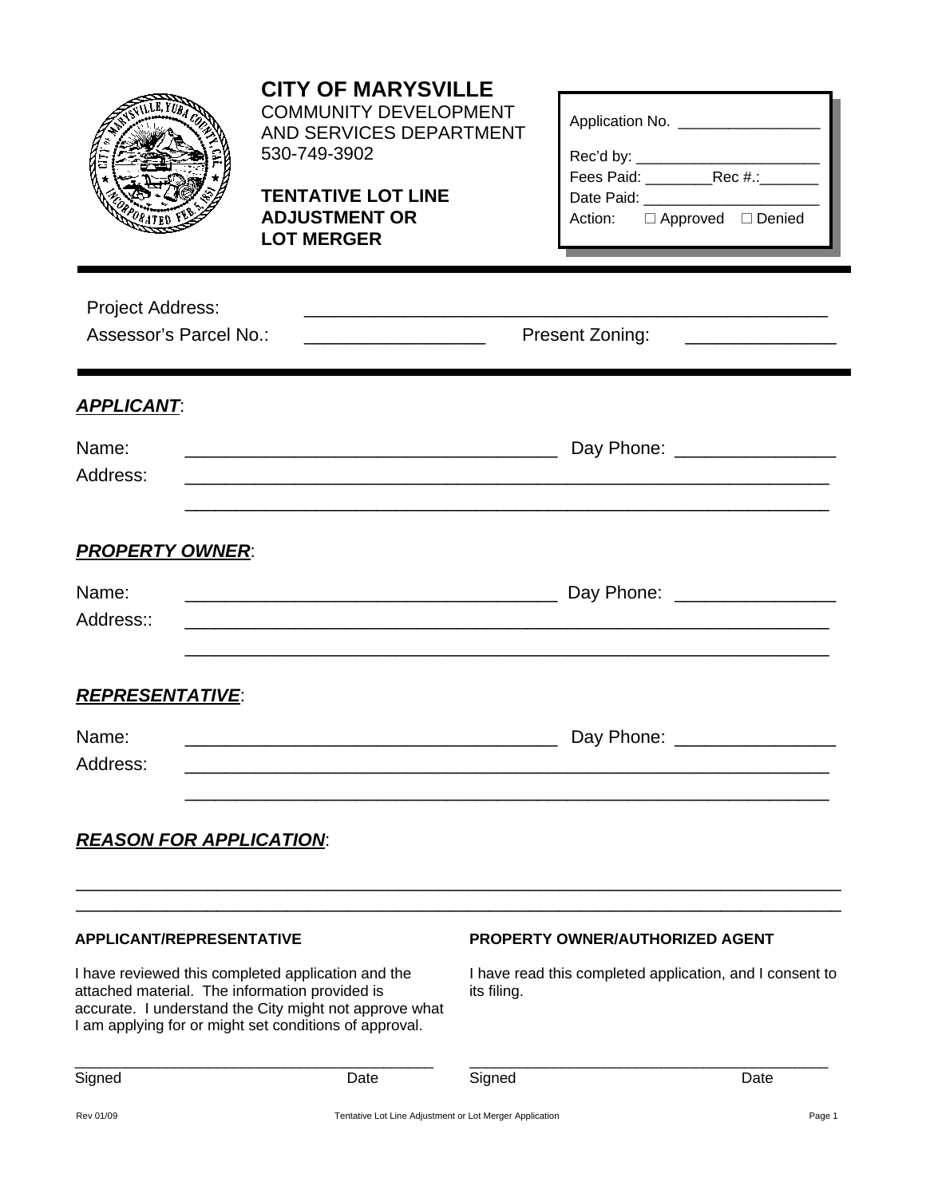# CITY OF MARYSVILLE

COMMUNITY DEVELOPMENT AND SERVICES DEPARTMENT
530-749-3902

**TENTATIVE LOT LINE ADJUSTMENT OR LOT MERGER**

Application No. ________________

Rec'd by: ______________________
Fees Paid: ________Rec #.:_______
Date Paid: _____________________
Action: ☐ Approved ☐ Denied

Project Address: ______________________________________________________

Assessor's Parcel No.: _________________ Present Zoning: ______________

***APPLICANT***:

Name: ____________________________________ Day Phone: ________________

Address: ______________________________________________________________

______________________________________________________________

***PROPERTY OWNER***:

Name: ____________________________________ Day Phone: ________________

Address:: ______________________________________________________________

______________________________________________________________

***REPRESENTATIVE***:

Name: ____________________________________ Day Phone: ________________

Address: ______________________________________________________________

______________________________________________________________

***REASON FOR APPLICATION***:

______________________________________________________________________________

______________________________________________________________________________

**APPLICANT/REPRESENTATIVE**

I have reviewed this completed application and the attached material. The information provided is accurate. I understand the City might not approve what I am applying for or might set conditions of approval.

__________________________________________
Signed Date

**PROPERTY OWNER/AUTHORIZED AGENT**

I have read this completed application, and I consent to its filing.

__________________________________________
Signed Date

Rev 01/09 Tentative Lot Line Adjustment or Lot Merger Application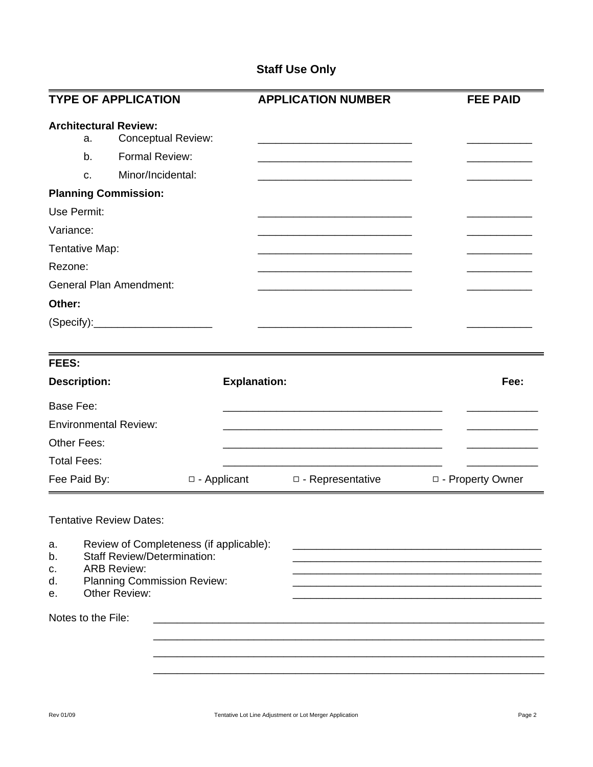## Staff Use Only

| TYPE OF APPLICATION | APPLICATION NUMBER | FEE PAID |
|---|---|---|
| **Architectural Review:** | | |
| a. Conceptual Review: | ___________________________ | ___________ |
| b. Formal Review: | ___________________________ | ___________ |
| c. Minor/Incidental: | ___________________________ | ___________ |
| **Planning Commission:** | | |
| Use Permit: | ___________________________ | ___________ |
| Variance: | ___________________________ | ___________ |
| Tentative Map: | ___________________________ | ___________ |
| Rezone: | ___________________________ | ___________ |
| General Plan Amendment: | ___________________________ | ___________ |
| **Other:** | | |
| (Specify):_____________________ | ___________________________ | ___________ |

**FEES:**

| Description: | Explanation: | Fee: |
|---|---|---|
| Base Fee: | ______________________________________ | ____________ |
| Environmental Review: | ______________________________________ | ____________ |
| Other Fees: | ______________________________________ | ____________ |
| Total Fees: | ______________________________________ | ____________ |

Fee Paid By: □ - Applicant □ - Representative □ - Property Owner

Tentative Review Dates:

a. Review of Completeness (if applicable): ___________________________________________
b. Staff Review/Determination: ___________________________________________
c. ARB Review: ___________________________________________
d. Planning Commission Review: ___________________________________________
e. Other Review: ___________________________________________

Notes to the File: _____________________________________________________________________

_____________________________________________________________________

_____________________________________________________________________

_____________________________________________________________________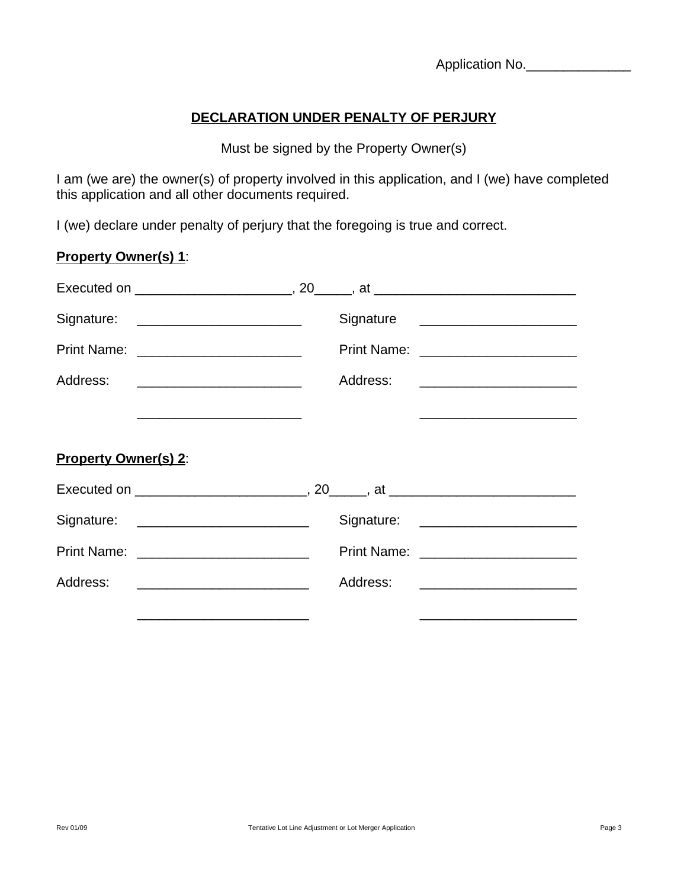Application No.______________

# DECLARATION UNDER PENALTY OF PERJURY

Must be signed by the Property Owner(s)

I am (we are) the owner(s) of property involved in this application, and I (we) have completed this application and all other documents required.

I (we) declare under penalty of perjury that the foregoing is true and correct.

**Property Owner(s) 1**:

Executed on _____________________, 20_____, at ___________________________

| | | | |
|---|---|---|---|
| Signature: | ______________________ | Signature | _____________________ |
| Print Name: | ______________________ | Print Name: | _____________________ |
| Address: | ______________________ | Address: | _____________________ |
| | ______________________ | | _____________________ |

**Property Owner(s) 2**:

Executed on _______________________, 20_____, at _________________________

| | | | |
|---|---|---|---|
| Signature: | _______________________ | Signature: | _____________________ |
| Print Name: | _______________________ | Print Name: | _____________________ |
| Address: | _______________________ | Address: | _____________________ |
| | _______________________ | | _____________________ |

Rev 01/09 Tentative Lot Line Adjustment or Lot Merger Application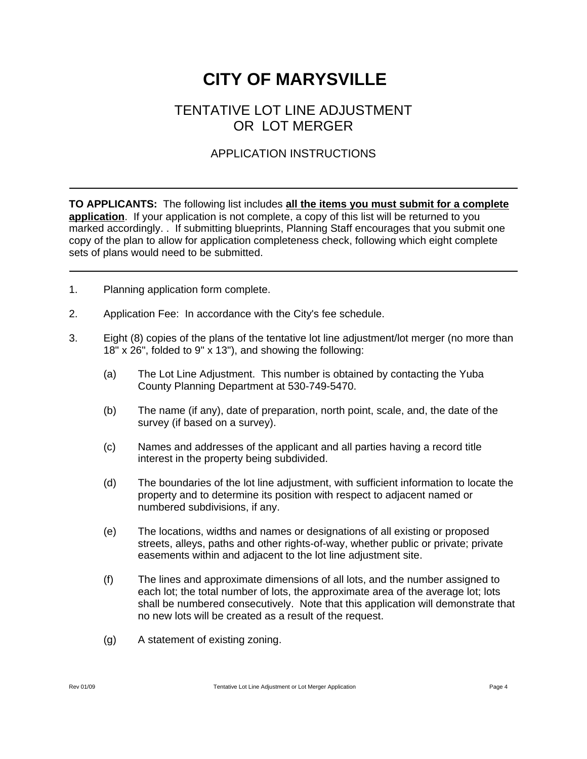# CITY OF MARYSVILLE

## TENTATIVE LOT LINE ADJUSTMENT OR LOT MERGER

### APPLICATION INSTRUCTIONS

---

**TO APPLICANTS:** The following list includes **all the items you must submit for a complete application**. If your application is not complete, a copy of this list will be returned to you marked accordingly. . If submitting blueprints, Planning Staff encourages that you submit one copy of the plan to allow for application completeness check, following which eight complete sets of plans would need to be submitted.

---

1. Planning application form complete.

2. Application Fee: In accordance with the City's fee schedule.

3. Eight (8) copies of the plans of the tentative lot line adjustment/lot merger (no more than 18" x 26", folded to 9" x 13"), and showing the following:

   (a) The Lot Line Adjustment. This number is obtained by contacting the Yuba County Planning Department at 530-749-5470.

   (b) The name (if any), date of preparation, north point, scale, and, the date of the survey (if based on a survey).

   (c) Names and addresses of the applicant and all parties having a record title interest in the property being subdivided.

   (d) The boundaries of the lot line adjustment, with sufficient information to locate the property and to determine its position with respect to adjacent named or numbered subdivisions, if any.

   (e) The locations, widths and names or designations of all existing or proposed streets, alleys, paths and other rights-of-way, whether public or private; private easements within and adjacent to the lot line adjustment site.

   (f) The lines and approximate dimensions of all lots, and the number assigned to each lot; the total number of lots, the approximate area of the average lot; lots shall be numbered consecutively. Note that this application will demonstrate that no new lots will be created as a result of the request.

   (g) A statement of existing zoning.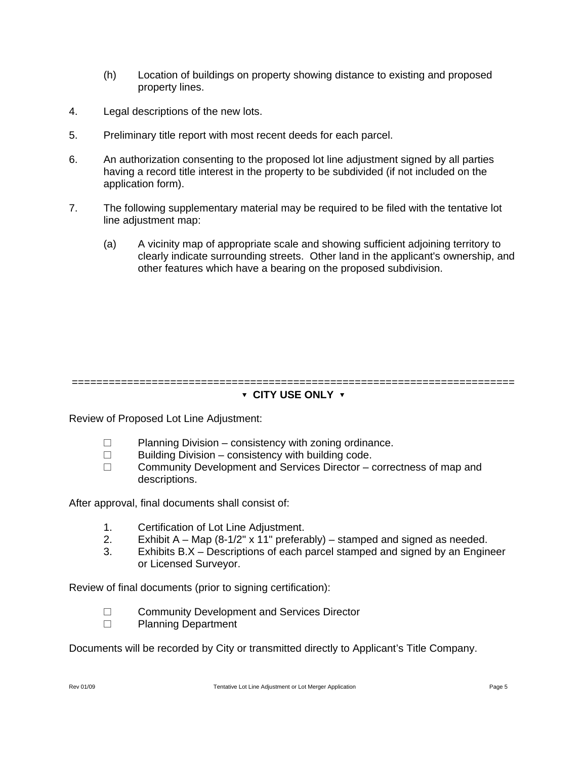(h) Location of buildings on property showing distance to existing and proposed property lines.

4. Legal descriptions of the new lots.

5. Preliminary title report with most recent deeds for each parcel.

6. An authorization consenting to the proposed lot line adjustment signed by all parties having a record title interest in the property to be subdivided (if not included on the application form).

7. The following supplementary material may be required to be filed with the tentative lot line adjustment map:

   (a) A vicinity map of appropriate scale and showing sufficient adjoining territory to clearly indicate surrounding streets. Other land in the applicant's ownership, and other features which have a bearing on the proposed subdivision.

======================================================================

**▼ CITY USE ONLY ▼**

Review of Proposed Lot Line Adjustment:

- ☐ Planning Division – consistency with zoning ordinance.
- ☐ Building Division – consistency with building code.
- ☐ Community Development and Services Director – correctness of map and descriptions.

After approval, final documents shall consist of:

1. Certification of Lot Line Adjustment.
2. Exhibit A – Map (8-1/2" x 11" preferably) – stamped and signed as needed.
3. Exhibits B.X – Descriptions of each parcel stamped and signed by an Engineer or Licensed Surveyor.

Review of final documents (prior to signing certification):

- ☐ Community Development and Services Director
- ☐ Planning Department

Documents will be recorded by City or transmitted directly to Applicant's Title Company.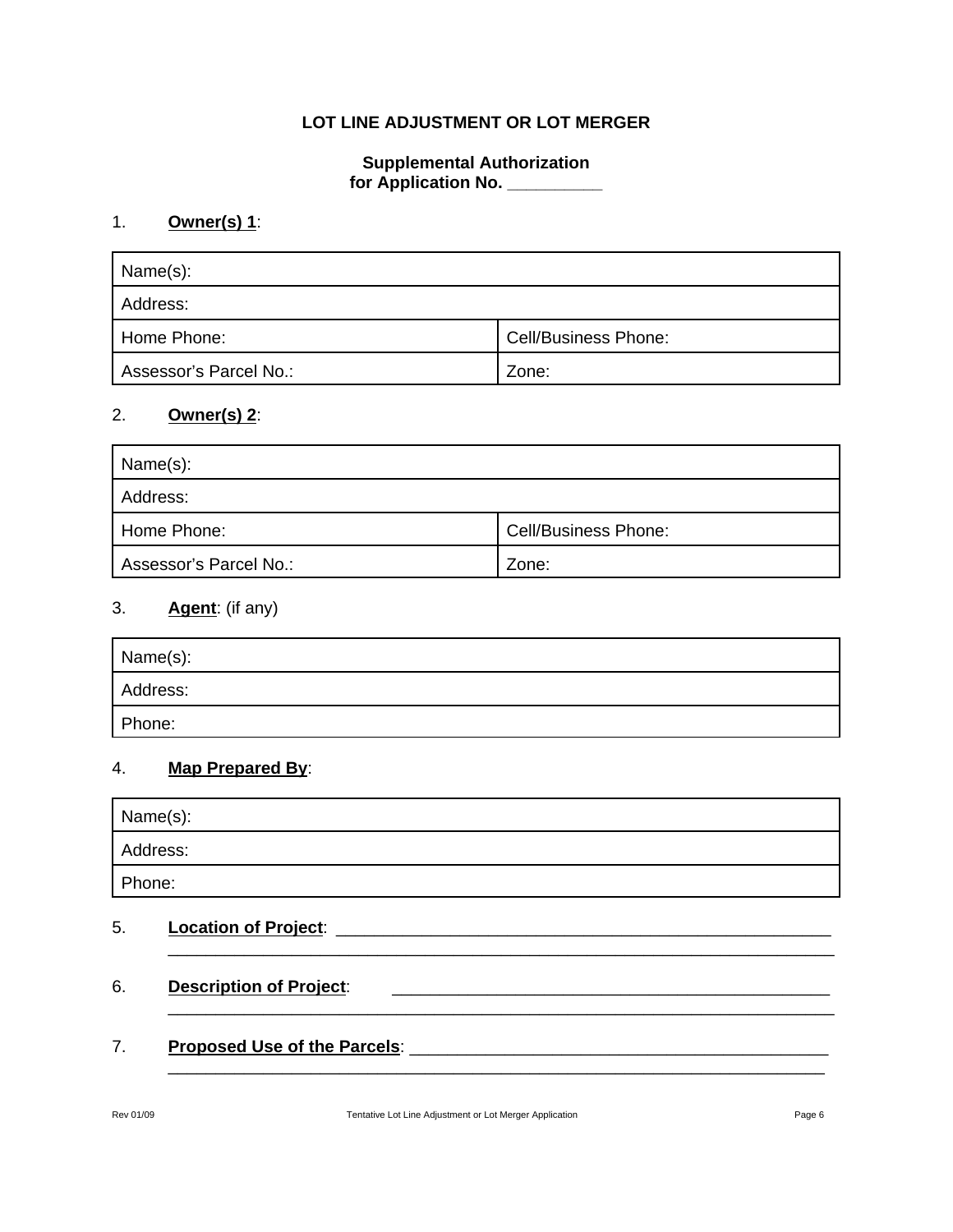**LOT LINE ADJUSTMENT OR LOT MERGER**

**Supplemental Authorization**
**for Application No. \_\_\_\_\_\_\_\_\_\_**

1. **Owner(s) 1**:

| | |
|---|---|
| Name(s): | |
| Address: | |
| Home Phone: | Cell/Business Phone: |
| Assessor's Parcel No.: | Zone: |

2. **Owner(s) 2**:

| | |
|---|---|
| Name(s): | |
| Address: | |
| Home Phone: | Cell/Business Phone: |
| Assessor's Parcel No.: | Zone: |

3. **Agent**: (if any)

| |
|---|
| Name(s): |
| Address: |
| Phone: |

4. **Map Prepared By**:

| |
|---|
| Name(s): |
| Address: |
| Phone: |

5. **Location of Project**: \_\_\_\_\_\_\_\_\_\_\_\_\_\_\_\_\_\_\_\_\_\_\_\_\_\_\_\_\_\_\_\_\_\_\_\_\_\_\_\_\_\_\_\_\_\_\_\_\_\_\_\_\_\_\_
\_\_\_\_\_\_\_\_\_\_\_\_\_\_\_\_\_\_\_\_\_\_\_\_\_\_\_\_\_\_\_\_\_\_\_\_\_\_\_\_\_\_\_\_\_\_\_\_\_\_\_\_\_\_\_\_\_\_\_\_\_\_\_\_\_\_\_\_\_

6. **Description of Project**: \_\_\_\_\_\_\_\_\_\_\_\_\_\_\_\_\_\_\_\_\_\_\_\_\_\_\_\_\_\_\_\_\_\_\_\_\_\_\_\_\_\_\_\_\_\_\_\_
\_\_\_\_\_\_\_\_\_\_\_\_\_\_\_\_\_\_\_\_\_\_\_\_\_\_\_\_\_\_\_\_\_\_\_\_\_\_\_\_\_\_\_\_\_\_\_\_\_\_\_\_\_\_\_\_\_\_\_\_\_\_\_\_\_\_\_\_\_

7. **Proposed Use of the Parcels**: \_\_\_\_\_\_\_\_\_\_\_\_\_\_\_\_\_\_\_\_\_\_\_\_\_\_\_\_\_\_\_\_\_\_\_\_\_\_\_\_\_\_\_\_\_
\_\_\_\_\_\_\_\_\_\_\_\_\_\_\_\_\_\_\_\_\_\_\_\_\_\_\_\_\_\_\_\_\_\_\_\_\_\_\_\_\_\_\_\_\_\_\_\_\_\_\_\_\_\_\_\_\_\_\_\_\_\_\_\_\_\_\_\_\_